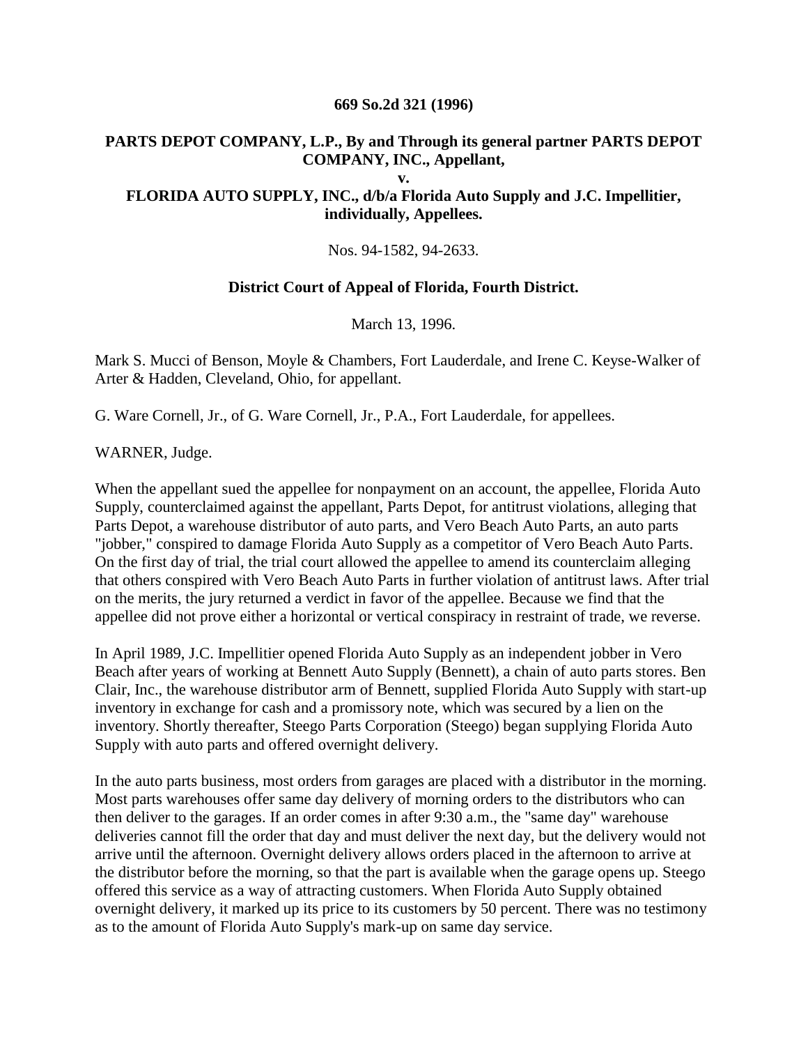**669 So.2d 321 (1996)**

**PARTS DEPOT COMPANY, L.P., By and Through its general partner PARTS DEPOT COMPANY, INC., Appellant,**

**v.**

**FLORIDA AUTO SUPPLY, INC., d/b/a Florida Auto Supply and J.C. Impellitier, individually, Appellees.**

Nos. 94-1582, 94-2633.

**District Court of Appeal of Florida, Fourth District.**

March 13, 1996.

Mark S. Mucci of Benson, Moyle & Chambers, Fort Lauderdale, and Irene C. Keyse-Walker of Arter & Hadden, Cleveland, Ohio, for appellant.

G. Ware Cornell, Jr., of G. Ware Cornell, Jr., P.A., Fort Lauderdale, for appellees.

WARNER, Judge.

When the appellant sued the appellee for nonpayment on an account, the appellee, Florida Auto Supply, counterclaimed against the appellant, Parts Depot, for antitrust violations, alleging that Parts Depot, a warehouse distributor of auto parts, and Vero Beach Auto Parts, an auto parts "jobber," conspired to damage Florida Auto Supply as a competitor of Vero Beach Auto Parts. On the first day of trial, the trial court allowed the appellee to amend its counterclaim alleging that others conspired with Vero Beach Auto Parts in further violation of antitrust laws. After trial on the merits, the jury returned a verdict in favor of the appellee. Because we find that the appellee did not prove either a horizontal or vertical conspiracy in restraint of trade, we reverse.

In April 1989, J.C. Impellitier opened Florida Auto Supply as an independent jobber in Vero Beach after years of working at Bennett Auto Supply (Bennett), a chain of auto parts stores. Ben Clair, Inc., the warehouse distributor arm of Bennett, supplied Florida Auto Supply with start-up inventory in exchange for cash and a promissory note, which was secured by a lien on the inventory. Shortly thereafter, Steego Parts Corporation (Steego) began supplying Florida Auto Supply with auto parts and offered overnight delivery.

In the auto parts business, most orders from garages are placed with a distributor in the morning. Most parts warehouses offer same day delivery of morning orders to the distributors who can then deliver to the garages. If an order comes in after 9:30 a.m., the "same day" warehouse deliveries cannot fill the order that day and must deliver the next day, but the delivery would not arrive until the afternoon. Overnight delivery allows orders placed in the afternoon to arrive at the distributor before the morning, so that the part is available when the garage opens up. Steego offered this service as a way of attracting customers. When Florida Auto Supply obtained overnight delivery, it marked up its price to its customers by 50 percent. There was no testimony as to the amount of Florida Auto Supply's mark-up on same day service.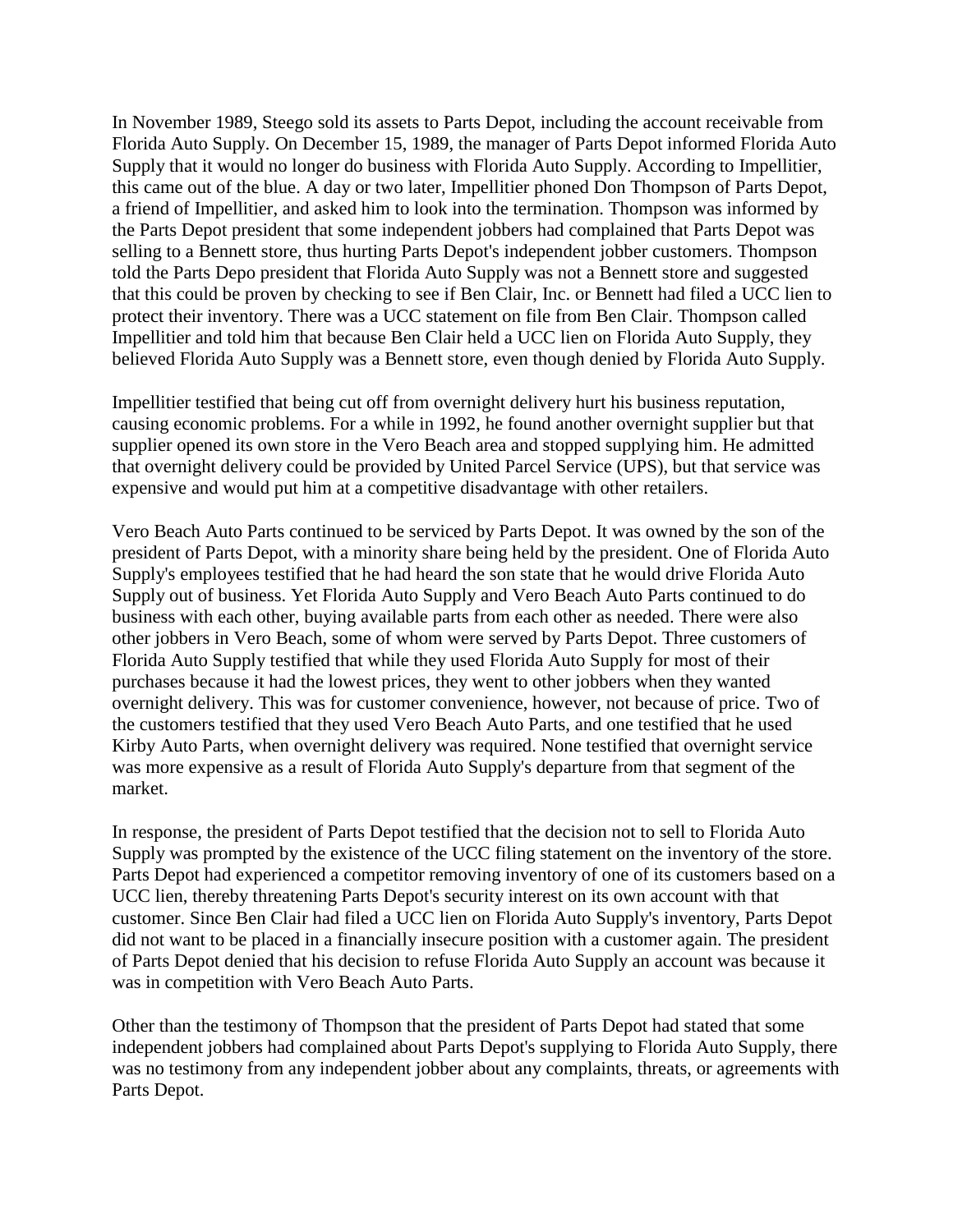In November 1989, Steego sold its assets to Parts Depot, including the account receivable from Florida Auto Supply. On December 15, 1989, the manager of Parts Depot informed Florida Auto Supply that it would no longer do business with Florida Auto Supply. According to Impellitier, this came out of the blue. A day or two later, Impellitier phoned Don Thompson of Parts Depot, a friend of Impellitier, and asked him to look into the termination. Thompson was informed by the Parts Depot president that some independent jobbers had complained that Parts Depot was selling to a Bennett store, thus hurting Parts Depot's independent jobber customers. Thompson told the Parts Depo president that Florida Auto Supply was not a Bennett store and suggested that this could be proven by checking to see if Ben Clair, Inc. or Bennett had filed a UCC lien to protect their inventory. There was a UCC statement on file from Ben Clair. Thompson called Impellitier and told him that because Ben Clair held a UCC lien on Florida Auto Supply, they believed Florida Auto Supply was a Bennett store, even though denied by Florida Auto Supply.

Impellitier testified that being cut off from overnight delivery hurt his business reputation, causing economic problems. For a while in 1992, he found another overnight supplier but that supplier opened its own store in the Vero Beach area and stopped supplying him. He admitted that overnight delivery could be provided by United Parcel Service (UPS), but that service was expensive and would put him at a competitive disadvantage with other retailers.

Vero Beach Auto Parts continued to be serviced by Parts Depot. It was owned by the son of the president of Parts Depot, with a minority share being held by the president. One of Florida Auto Supply's employees testified that he had heard the son state that he would drive Florida Auto Supply out of business. Yet Florida Auto Supply and Vero Beach Auto Parts continued to do business with each other, buying available parts from each other as needed. There were also other jobbers in Vero Beach, some of whom were served by Parts Depot. Three customers of Florida Auto Supply testified that while they used Florida Auto Supply for most of their purchases because it had the lowest prices, they went to other jobbers when they wanted overnight delivery. This was for customer convenience, however, not because of price. Two of the customers testified that they used Vero Beach Auto Parts, and one testified that he used Kirby Auto Parts, when overnight delivery was required. None testified that overnight service was more expensive as a result of Florida Auto Supply's departure from that segment of the market.

In response, the president of Parts Depot testified that the decision not to sell to Florida Auto Supply was prompted by the existence of the UCC filing statement on the inventory of the store. Parts Depot had experienced a competitor removing inventory of one of its customers based on a UCC lien, thereby threatening Parts Depot's security interest on its own account with that customer. Since Ben Clair had filed a UCC lien on Florida Auto Supply's inventory, Parts Depot did not want to be placed in a financially insecure position with a customer again. The president of Parts Depot denied that his decision to refuse Florida Auto Supply an account was because it was in competition with Vero Beach Auto Parts.

Other than the testimony of Thompson that the president of Parts Depot had stated that some independent jobbers had complained about Parts Depot's supplying to Florida Auto Supply, there was no testimony from any independent jobber about any complaints, threats, or agreements with Parts Depot.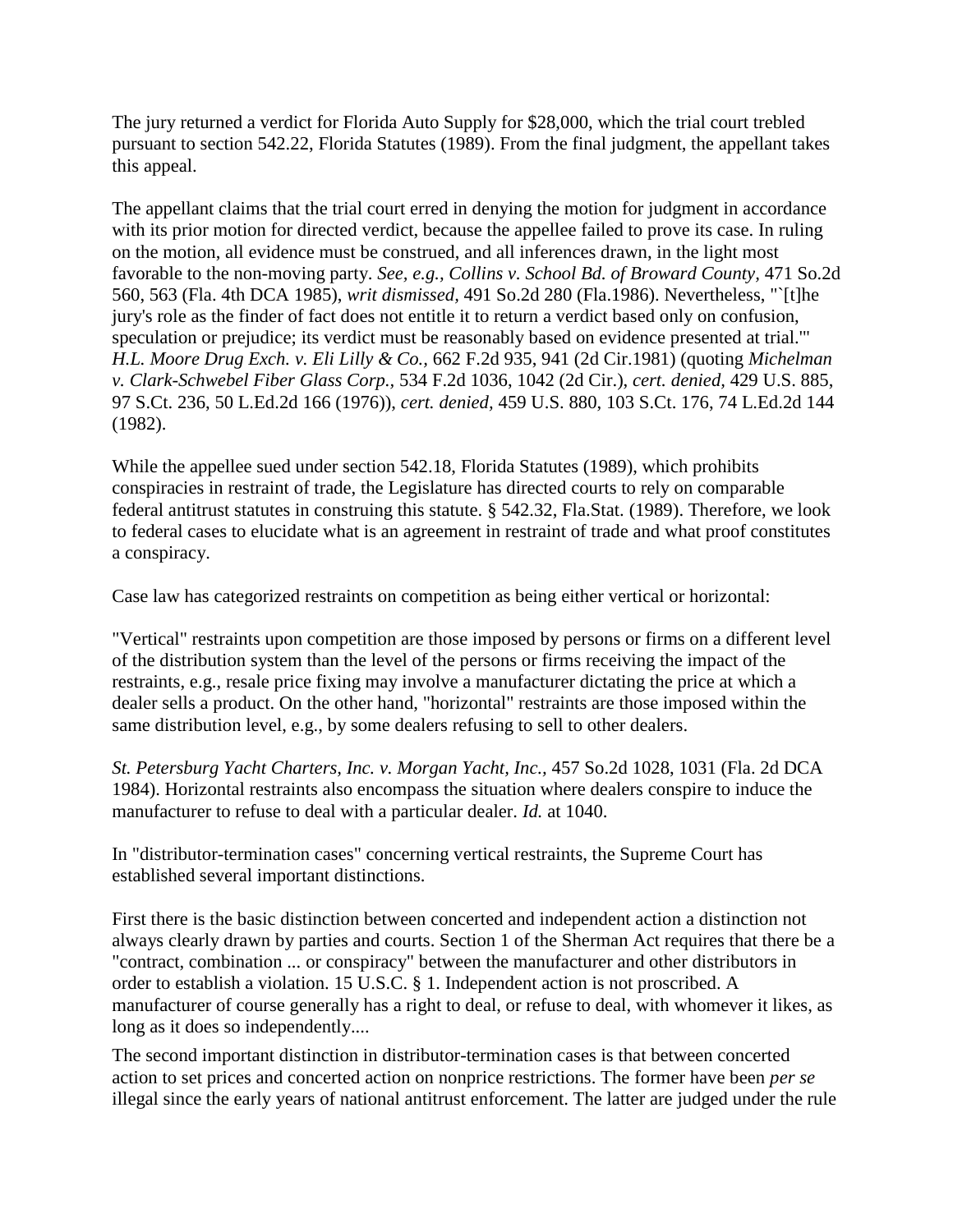The jury returned a verdict for Florida Auto Supply for $28,000, which the trial court trebled pursuant to section 542.22, Florida Statutes (1989). From the final judgment, the appellant takes this appeal.

The appellant claims that the trial court erred in denying the motion for judgment in accordance with its prior motion for directed verdict, because the appellee failed to prove its case. In ruling on the motion, all evidence must be construed, and all inferences drawn, in the light most favorable to the non-moving party. *See, e.g., Collins v. School Bd. of Broward County,* 471 So.2d 560, 563 (Fla. 4th DCA 1985), *writ dismissed,* 491 So.2d 280 (Fla.1986). Nevertheless, "`[t]he jury's role as the finder of fact does not entitle it to return a verdict based only on confusion, speculation or prejudice; its verdict must be reasonably based on evidence presented at trial.'" *H.L. Moore Drug Exch. v. Eli Lilly & Co.,* 662 F.2d 935, 941 (2d Cir.1981) (quoting *Michelman v. Clark-Schwebel Fiber Glass Corp.,* 534 F.2d 1036, 1042 (2d Cir.), *cert. denied,* 429 U.S. 885, 97 S.Ct. 236, 50 L.Ed.2d 166 (1976)), *cert. denied,* 459 U.S. 880, 103 S.Ct. 176, 74 L.Ed.2d 144 (1982).

While the appellee sued under section 542.18, Florida Statutes (1989), which prohibits conspiracies in restraint of trade, the Legislature has directed courts to rely on comparable federal antitrust statutes in construing this statute. § 542.32, Fla.Stat. (1989). Therefore, we look to federal cases to elucidate what is an agreement in restraint of trade and what proof constitutes a conspiracy.

Case law has categorized restraints on competition as being either vertical or horizontal:

"Vertical" restraints upon competition are those imposed by persons or firms on a different level of the distribution system than the level of the persons or firms receiving the impact of the restraints, e.g., resale price fixing may involve a manufacturer dictating the price at which a dealer sells a product. On the other hand, "horizontal" restraints are those imposed within the same distribution level, e.g., by some dealers refusing to sell to other dealers.

*St. Petersburg Yacht Charters, Inc. v. Morgan Yacht, Inc.,* 457 So.2d 1028, 1031 (Fla. 2d DCA 1984). Horizontal restraints also encompass the situation where dealers conspire to induce the manufacturer to refuse to deal with a particular dealer. *Id.* at 1040.

In "distributor-termination cases" concerning vertical restraints, the Supreme Court has established several important distinctions.

First there is the basic distinction between concerted and independent action a distinction not always clearly drawn by parties and courts. Section 1 of the Sherman Act requires that there be a "contract, combination ... or conspiracy" between the manufacturer and other distributors in order to establish a violation. 15 U.S.C. § 1. Independent action is not proscribed. A manufacturer of course generally has a right to deal, or refuse to deal, with whomever it likes, as long as it does so independently....

The second important distinction in distributor-termination cases is that between concerted action to set prices and concerted action on nonprice restrictions. The former have been *per se* illegal since the early years of national antitrust enforcement. The latter are judged under the rule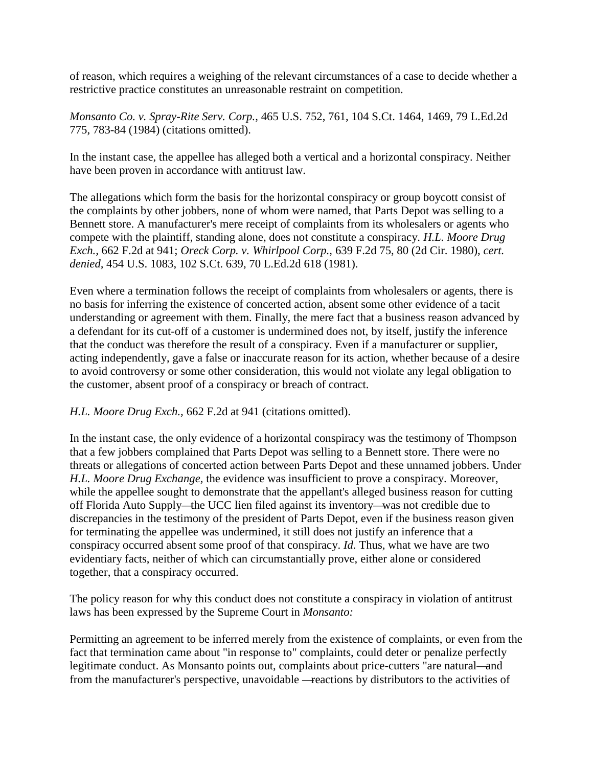of reason, which requires a weighing of the relevant circumstances of a case to decide whether a restrictive practice constitutes an unreasonable restraint on competition.

*Monsanto Co. v. Spray-Rite Serv. Corp.,* 465 U.S. 752, 761, 104 S.Ct. 1464, 1469, 79 L.Ed.2d 775, 783-84 (1984) (citations omitted).

In the instant case, the appellee has alleged both a vertical and a horizontal conspiracy. Neither have been proven in accordance with antitrust law.

The allegations which form the basis for the horizontal conspiracy or group boycott consist of the complaints by other jobbers, none of whom were named, that Parts Depot was selling to a Bennett store. A manufacturer's mere receipt of complaints from its wholesalers or agents who compete with the plaintiff, standing alone, does not constitute a conspiracy. *H.L. Moore Drug Exch.,* 662 F.2d at 941; *Oreck Corp. v. Whirlpool Corp.,* 639 F.2d 75, 80 (2d Cir. 1980), *cert. denied,* 454 U.S. 1083, 102 S.Ct. 639, 70 L.Ed.2d 618 (1981).

Even where a termination follows the receipt of complaints from wholesalers or agents, there is no basis for inferring the existence of concerted action, absent some other evidence of a tacit understanding or agreement with them. Finally, the mere fact that a business reason advanced by a defendant for its cut-off of a customer is undermined does not, by itself, justify the inference that the conduct was therefore the result of a conspiracy. Even if a manufacturer or supplier, acting independently, gave a false or inaccurate reason for its action, whether because of a desire to avoid controversy or some other consideration, this would not violate any legal obligation to the customer, absent proof of a conspiracy or breach of contract.

*H.L. Moore Drug Exch.,* 662 F.2d at 941 (citations omitted).

In the instant case, the only evidence of a horizontal conspiracy was the testimony of Thompson that a few jobbers complained that Parts Depot was selling to a Bennett store. There were no threats or allegations of concerted action between Parts Depot and these unnamed jobbers. Under *H.L. Moore Drug Exchange,* the evidence was insufficient to prove a conspiracy. Moreover, while the appellee sought to demonstrate that the appellant's alleged business reason for cutting off Florida Auto Supply—the UCC lien filed against its inventory—was not credible due to discrepancies in the testimony of the president of Parts Depot, even if the business reason given for terminating the appellee was undermined, it still does not justify an inference that a conspiracy occurred absent some proof of that conspiracy. *Id.* Thus, what we have are two evidentiary facts, neither of which can circumstantially prove, either alone or considered together, that a conspiracy occurred.

The policy reason for why this conduct does not constitute a conspiracy in violation of antitrust laws has been expressed by the Supreme Court in *Monsanto:*

Permitting an agreement to be inferred merely from the existence of complaints, or even from the fact that termination came about "in response to" complaints, could deter or penalize perfectly legitimate conduct. As Monsanto points out, complaints about price-cutters "are natural—and from the manufacturer's perspective, unavoidable —reactions by distributors to the activities of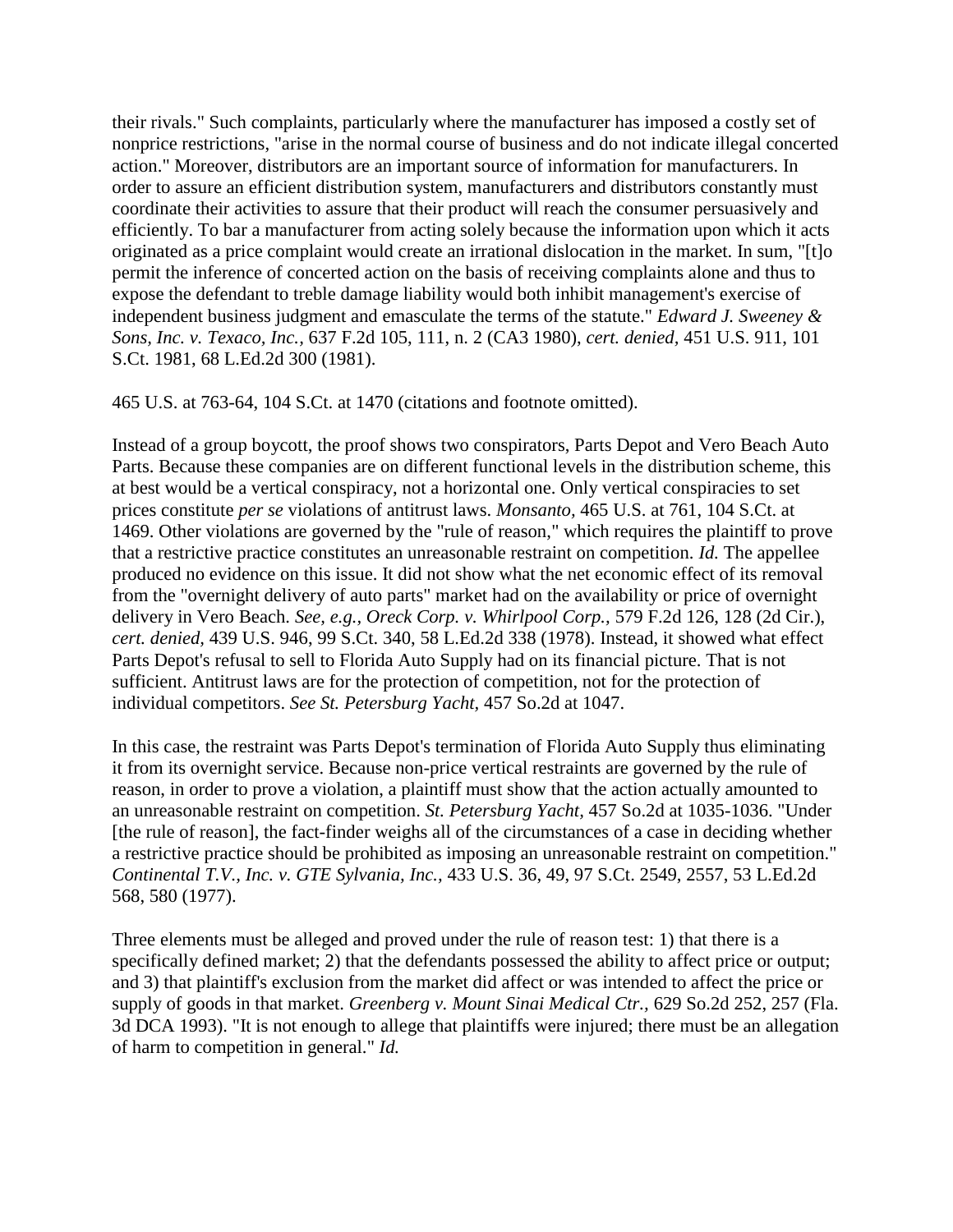their rivals." Such complaints, particularly where the manufacturer has imposed a costly set of nonprice restrictions, "arise in the normal course of business and do not indicate illegal concerted action." Moreover, distributors are an important source of information for manufacturers. In order to assure an efficient distribution system, manufacturers and distributors constantly must coordinate their activities to assure that their product will reach the consumer persuasively and efficiently. To bar a manufacturer from acting solely because the information upon which it acts originated as a price complaint would create an irrational dislocation in the market. In sum, "[t]o permit the inference of concerted action on the basis of receiving complaints alone and thus to expose the defendant to treble damage liability would both inhibit management's exercise of independent business judgment and emasculate the terms of the statute." *Edward J. Sweeney & Sons, Inc. v. Texaco, Inc.*, 637 F.2d 105, 111, n. 2 (CA3 1980), *cert. denied*, 451 U.S. 911, 101 S.Ct. 1981, 68 L.Ed.2d 300 (1981).

465 U.S. at 763-64, 104 S.Ct. at 1470 (citations and footnote omitted).

Instead of a group boycott, the proof shows two conspirators, Parts Depot and Vero Beach Auto Parts. Because these companies are on different functional levels in the distribution scheme, this at best would be a vertical conspiracy, not a horizontal one. Only vertical conspiracies to set prices constitute *per se* violations of antitrust laws. *Monsanto*, 465 U.S. at 761, 104 S.Ct. at 1469. Other violations are governed by the "rule of reason," which requires the plaintiff to prove that a restrictive practice constitutes an unreasonable restraint on competition. *Id.* The appellee produced no evidence on this issue. It did not show what the net economic effect of its removal from the "overnight delivery of auto parts" market had on the availability or price of overnight delivery in Vero Beach. *See, e.g., Oreck Corp. v. Whirlpool Corp.*, 579 F.2d 126, 128 (2d Cir.), *cert. denied*, 439 U.S. 946, 99 S.Ct. 340, 58 L.Ed.2d 338 (1978). Instead, it showed what effect Parts Depot's refusal to sell to Florida Auto Supply had on its financial picture. That is not sufficient. Antitrust laws are for the protection of competition, not for the protection of individual competitors. *See St. Petersburg Yacht*, 457 So.2d at 1047.

In this case, the restraint was Parts Depot's termination of Florida Auto Supply thus eliminating it from its overnight service. Because non-price vertical restraints are governed by the rule of reason, in order to prove a violation, a plaintiff must show that the action actually amounted to an unreasonable restraint on competition. *St. Petersburg Yacht*, 457 So.2d at 1035-1036. "Under [the rule of reason], the fact-finder weighs all of the circumstances of a case in deciding whether a restrictive practice should be prohibited as imposing an unreasonable restraint on competition." *Continental T.V., Inc. v. GTE Sylvania, Inc.*, 433 U.S. 36, 49, 97 S.Ct. 2549, 2557, 53 L.Ed.2d 568, 580 (1977).

Three elements must be alleged and proved under the rule of reason test: 1) that there is a specifically defined market; 2) that the defendants possessed the ability to affect price or output; and 3) that plaintiff's exclusion from the market did affect or was intended to affect the price or supply of goods in that market. *Greenberg v. Mount Sinai Medical Ctr.*, 629 So.2d 252, 257 (Fla. 3d DCA 1993). "It is not enough to allege that plaintiffs were injured; there must be an allegation of harm to competition in general." *Id.*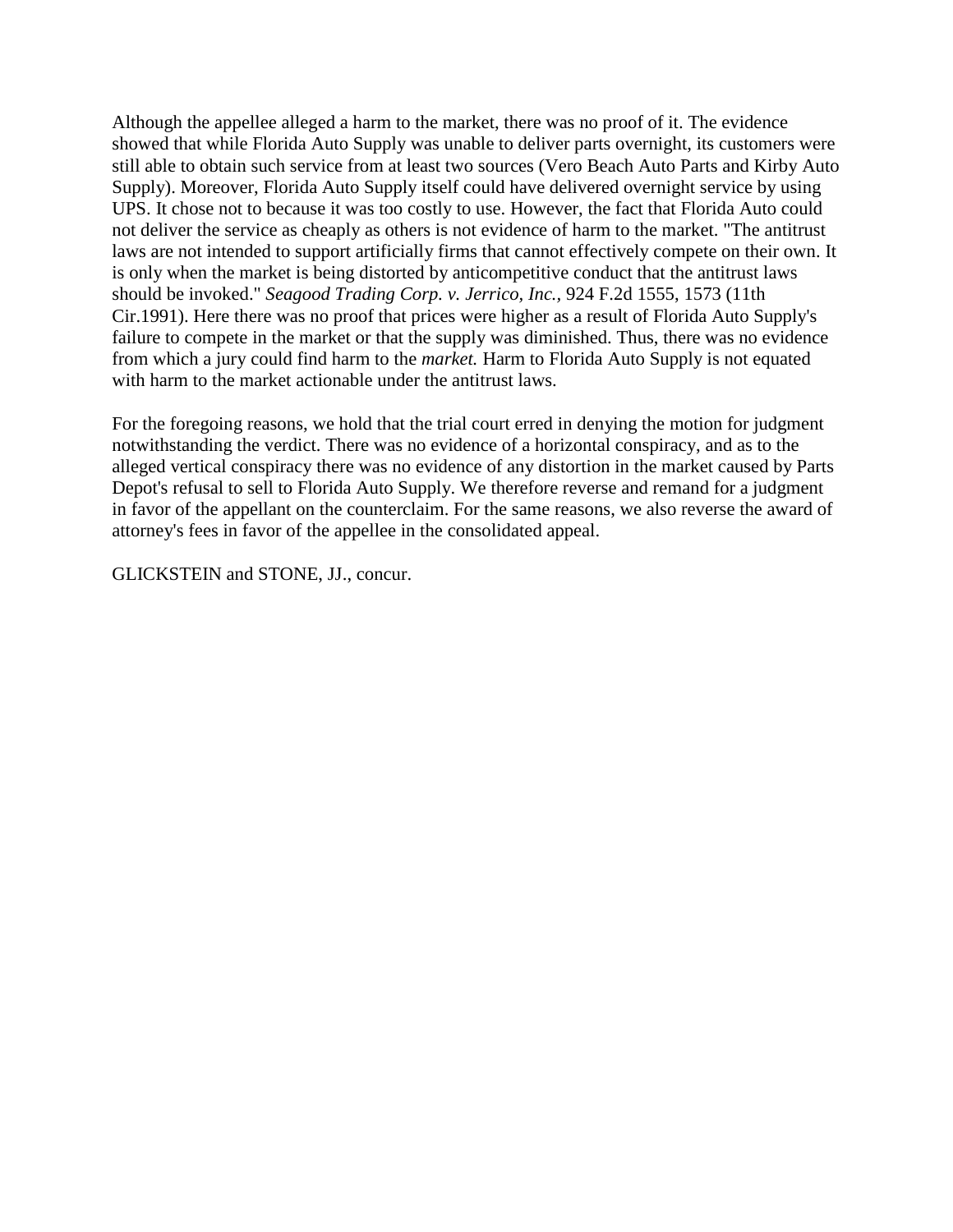Although the appellee alleged a harm to the market, there was no proof of it. The evidence showed that while Florida Auto Supply was unable to deliver parts overnight, its customers were still able to obtain such service from at least two sources (Vero Beach Auto Parts and Kirby Auto Supply). Moreover, Florida Auto Supply itself could have delivered overnight service by using UPS. It chose not to because it was too costly to use. However, the fact that Florida Auto could not deliver the service as cheaply as others is not evidence of harm to the market. "The antitrust laws are not intended to support artificially firms that cannot effectively compete on their own. It is only when the market is being distorted by anticompetitive conduct that the antitrust laws should be invoked." *Seagood Trading Corp. v. Jerrico, Inc.*, 924 F.2d 1555, 1573 (11th Cir.1991). Here there was no proof that prices were higher as a result of Florida Auto Supply's failure to compete in the market or that the supply was diminished. Thus, there was no evidence from which a jury could find harm to the *market.* Harm to Florida Auto Supply is not equated with harm to the market actionable under the antitrust laws.

For the foregoing reasons, we hold that the trial court erred in denying the motion for judgment notwithstanding the verdict. There was no evidence of a horizontal conspiracy, and as to the alleged vertical conspiracy there was no evidence of any distortion in the market caused by Parts Depot's refusal to sell to Florida Auto Supply. We therefore reverse and remand for a judgment in favor of the appellant on the counterclaim. For the same reasons, we also reverse the award of attorney's fees in favor of the appellee in the consolidated appeal.

GLICKSTEIN and STONE, JJ., concur.